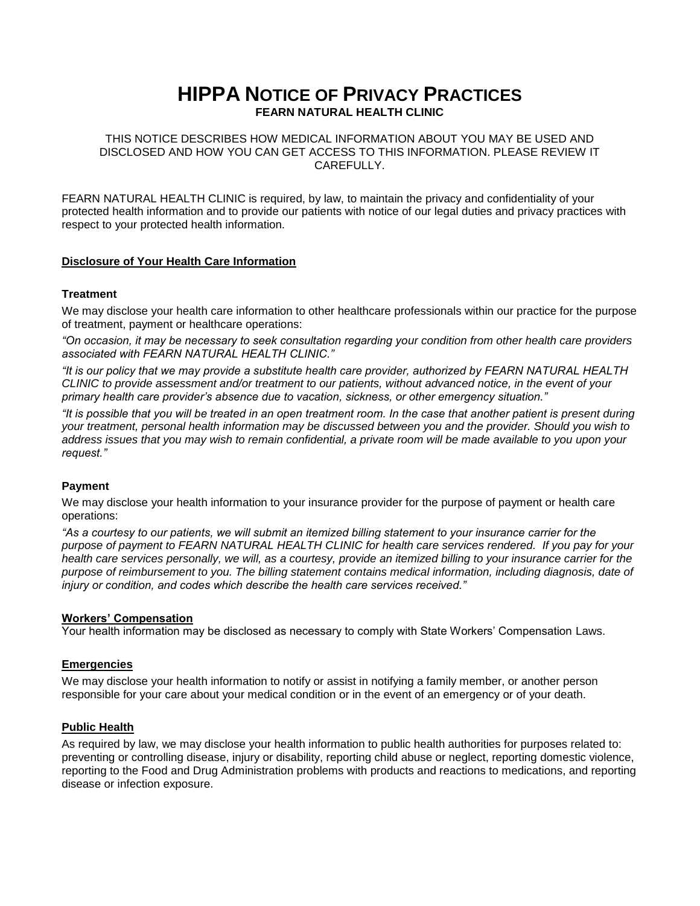# HIPPA NOTICE OF PRIVACY PRACTICES

**FEARN NATURAL HEALTH CLINIC**

THIS NOTICE DESCRIBES HOW MEDICAL INFORMATION ABOUT YOU MAY BE USED AND DISCLOSED AND HOW YOU CAN GET ACCESS TO THIS INFORMATION. PLEASE REVIEW IT CAREFULLY.

FEARN NATURAL HEALTH CLINIC is required, by law, to maintain the privacy and confidentiality of your protected health information and to provide our patients with notice of our legal duties and privacy practices with respect to your protected health information.

## Disclosure of Your Health Care Information

### Treatment

We may disclose your health care information to other healthcare professionals within our practice for the purpose of treatment, payment or healthcare operations:

*"On occasion, it may be necessary to seek consultation regarding your condition from other health care providers associated with FEARN NATURAL HEALTH CLINIC."*

*"It is our policy that we may provide a substitute health care provider, authorized by FEARN NATURAL HEALTH CLINIC to provide assessment and/or treatment to our patients, without advanced notice, in the event of your primary health care provider's absence due to vacation, sickness, or other emergency situation."*

*"It is possible that you will be treated in an open treatment room. In the case that another patient is present during your treatment, personal health information may be discussed between you and the provider. Should you wish to address issues that you may wish to remain confidential, a private room will be made available to you upon your request."*

### Payment

We may disclose your health information to your insurance provider for the purpose of payment or health care operations:

*"As a courtesy to our patients, we will submit an itemized billing statement to your insurance carrier for the purpose of payment to FEARN NATURAL HEALTH CLINIC for health care services rendered. If you pay for your health care services personally, we will, as a courtesy, provide an itemized billing to your insurance carrier for the purpose of reimbursement to you. The billing statement contains medical information, including diagnosis, date of injury or condition, and codes which describe the health care services received."*

## Workers' Compensation

Your health information may be disclosed as necessary to comply with State Workers' Compensation Laws.

## Emergencies

We may disclose your health information to notify or assist in notifying a family member, or another person responsible for your care about your medical condition or in the event of an emergency or of your death.

## Public Health

As required by law, we may disclose your health information to public health authorities for purposes related to: preventing or controlling disease, injury or disability, reporting child abuse or neglect, reporting domestic violence, reporting to the Food and Drug Administration problems with products and reactions to medications, and reporting disease or infection exposure.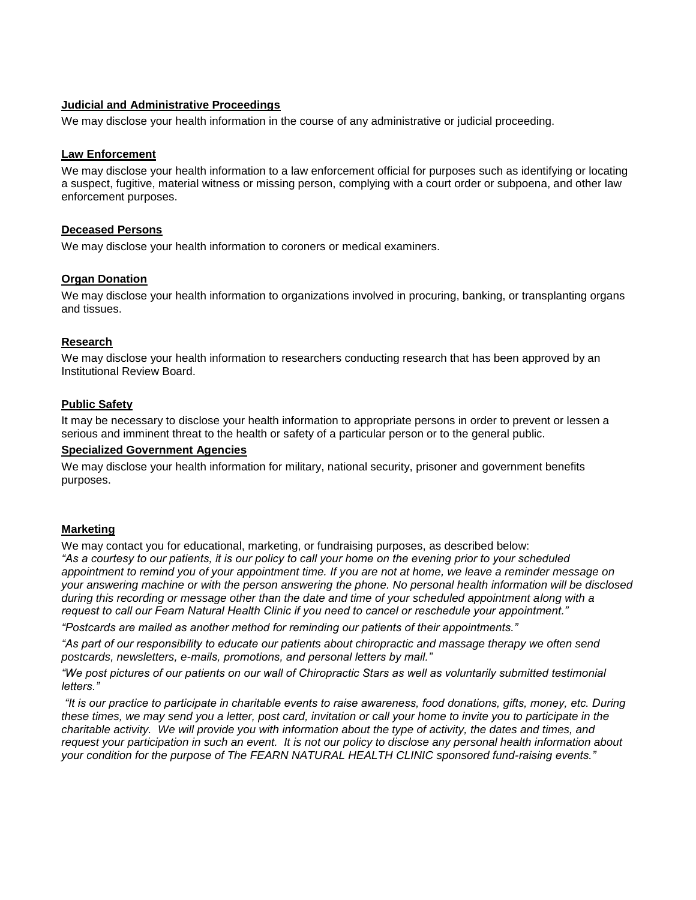**Judicial and Administrative Proceedings**

We may disclose your health information in the course of any administrative or judicial proceeding.

**Law Enforcement**

We may disclose your health information to a law enforcement official for purposes such as identifying or locating a suspect, fugitive, material witness or missing person, complying with a court order or subpoena, and other law enforcement purposes.

**Deceased Persons**

We may disclose your health information to coroners or medical examiners.

**Organ Donation**

We may disclose your health information to organizations involved in procuring, banking, or transplanting organs and tissues.

**Research**

We may disclose your health information to researchers conducting research that has been approved by an Institutional Review Board.

**Public Safety**

It may be necessary to disclose your health information to appropriate persons in order to prevent or lessen a serious and imminent threat to the health or safety of a particular person or to the general public.

**Specialized Government Agencies**

We may disclose your health information for military, national security, prisoner and government benefits purposes.

**Marketing**

We may contact you for educational, marketing, or fundraising purposes, as described below:

*"As a courtesy to our patients, it is our policy to call your home on the evening prior to your scheduled appointment to remind you of your appointment time. If you are not at home, we leave a reminder message on your answering machine or with the person answering the phone. No personal health information will be disclosed during this recording or message other than the date and time of your scheduled appointment along with a request to call our Fearn Natural Health Clinic if you need to cancel or reschedule your appointment."*

*"Postcards are mailed as another method for reminding our patients of their appointments."*

*"As part of our responsibility to educate our patients about chiropractic and massage therapy we often send postcards, newsletters, e-mails, promotions, and personal letters by mail."*

*"We post pictures of our patients on our wall of Chiropractic Stars as well as voluntarily submitted testimonial letters."*

*"It is our practice to participate in charitable events to raise awareness, food donations, gifts, money, etc. During these times, we may send you a letter, post card, invitation or call your home to invite you to participate in the charitable activity. We will provide you with information about the type of activity, the dates and times, and request your participation in such an event. It is not our policy to disclose any personal health information about your condition for the purpose of The FEARN NATURAL HEALTH CLINIC sponsored fund-raising events."*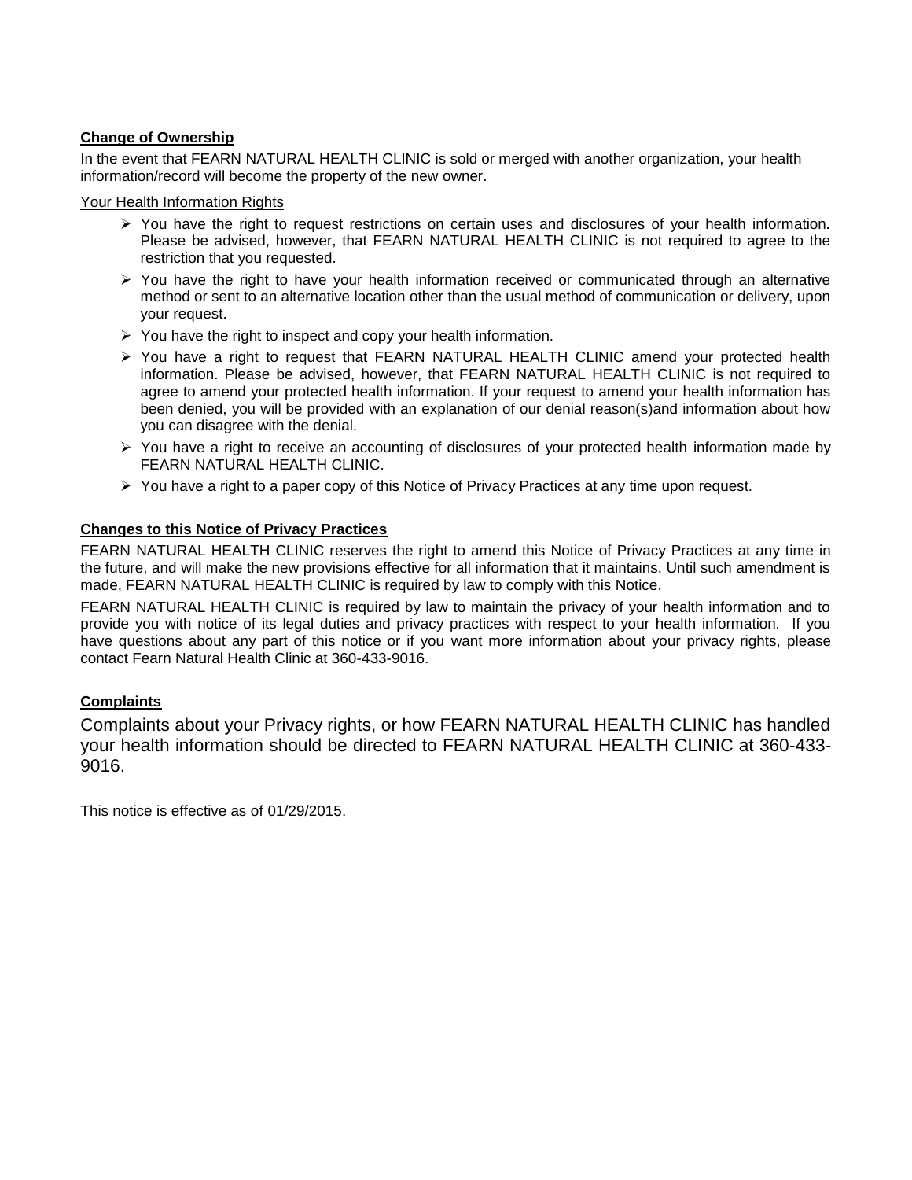**Change of Ownership**

In the event that FEARN NATURAL HEALTH CLINIC is sold or merged with another organization, your health information/record will become the property of the new owner.

Your Health Information Rights

- You have the right to request restrictions on certain uses and disclosures of your health information. Please be advised, however, that FEARN NATURAL HEALTH CLINIC is not required to agree to the restriction that you requested.
- You have the right to have your health information received or communicated through an alternative method or sent to an alternative location other than the usual method of communication or delivery, upon your request.
- You have the right to inspect and copy your health information.
- You have a right to request that FEARN NATURAL HEALTH CLINIC amend your protected health information. Please be advised, however, that FEARN NATURAL HEALTH CLINIC is not required to agree to amend your protected health information. If your request to amend your health information has been denied, you will be provided with an explanation of our denial reason(s)and information about how you can disagree with the denial.
- You have a right to receive an accounting of disclosures of your protected health information made by FEARN NATURAL HEALTH CLINIC.
- You have a right to a paper copy of this Notice of Privacy Practices at any time upon request.

**Changes to this Notice of Privacy Practices**

FEARN NATURAL HEALTH CLINIC reserves the right to amend this Notice of Privacy Practices at any time in the future, and will make the new provisions effective for all information that it maintains. Until such amendment is made, FEARN NATURAL HEALTH CLINIC is required by law to comply with this Notice.

FEARN NATURAL HEALTH CLINIC is required by law to maintain the privacy of your health information and to provide you with notice of its legal duties and privacy practices with respect to your health information. If you have questions about any part of this notice or if you want more information about your privacy rights, please contact Fearn Natural Health Clinic at 360-433-9016.

**Complaints**

Complaints about your Privacy rights, or how FEARN NATURAL HEALTH CLINIC has handled your health information should be directed to FEARN NATURAL HEALTH CLINIC at 360-433-9016.

This notice is effective as of 01/29/2015.